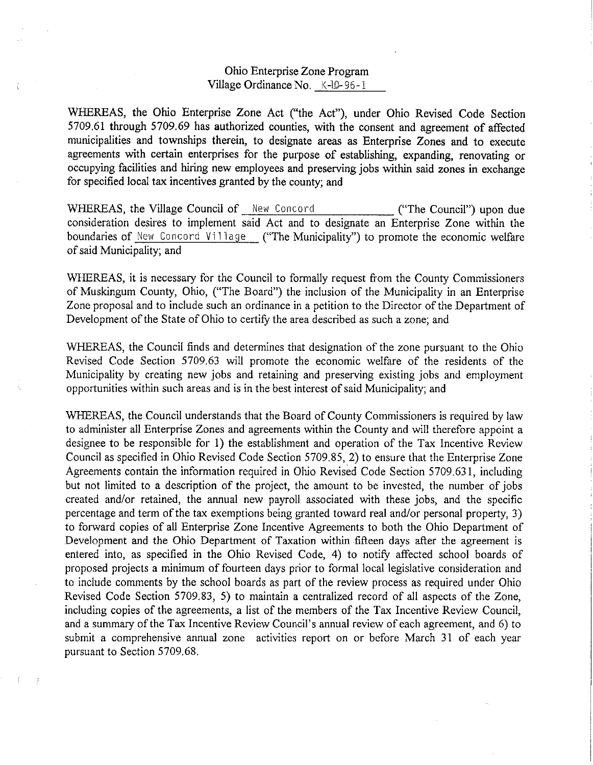Ohio Enterprise Zone Program
Village Ordinance No. K-10-96-1

WHEREAS, the Ohio Enterprise Zone Act ("the Act"), under Ohio Revised Code Section 5709.61 through 5709.69 has authorized counties, with the consent and agreement of affected municipalities and townships therein, to designate areas as Enterprise Zones and to execute agreements with certain enterprises for the purpose of establishing, expanding, renovating or occupying facilities and hiring new employees and preserving jobs within said zones in exchange for specified local tax incentives granted by the county; and

WHEREAS, the Village Council of New Concord ("The Council") upon due consideration desires to implement said Act and to designate an Enterprise Zone within the boundaries of New Concord Village ("The Municipality") to promote the economic welfare of said Municipality; and

WHEREAS, it is necessary for the Council to formally request from the County Commissioners of Muskingum County, Ohio, ("The Board") the inclusion of the Municipality in an Enterprise Zone proposal and to include such an ordinance in a petition to the Director of the Department of Development of the State of Ohio to certify the area described as such a zone; and

WHEREAS, the Council finds and determines that designation of the zone pursuant to the Ohio Revised Code Section 5709.63 will promote the economic welfare of the residents of the Municipality by creating new jobs and retaining and preserving existing jobs and employment opportunities within such areas and is in the best interest of said Municipality; and

WHEREAS, the Council understands that the Board of County Commissioners is required by law to administer all Enterprise Zones and agreements within the County and will therefore appoint a designee to be responsible for 1) the establishment and operation of the Tax Incentive Review Council as specified in Ohio Revised Code Section 5709.85, 2) to ensure that the Enterprise Zone Agreements contain the information required in Ohio Revised Code Section 5709.631, including but not limited to a description of the project, the amount to be invested, the number of jobs created and/or retained, the annual new payroll associated with these jobs, and the specific percentage and term of the tax exemptions being granted toward real and/or personal property, 3) to forward copies of all Enterprise Zone Incentive Agreements to both the Ohio Department of Development and the Ohio Department of Taxation within fifteen days after the agreement is entered into, as specified in the Ohio Revised Code, 4) to notify affected school boards of proposed projects a minimum of fourteen days prior to formal local legislative consideration and to include comments by the school boards as part of the review process as required under Ohio Revised Code Section 5709.83, 5) to maintain a centralized record of all aspects of the Zone, including copies of the agreements, a list of the members of the Tax Incentive Review Council, and a summary of the Tax Incentive Review Council's annual review of each agreement, and 6) to submit a comprehensive annual zone activities report on or before March 31 of each year pursuant to Section 5709.68.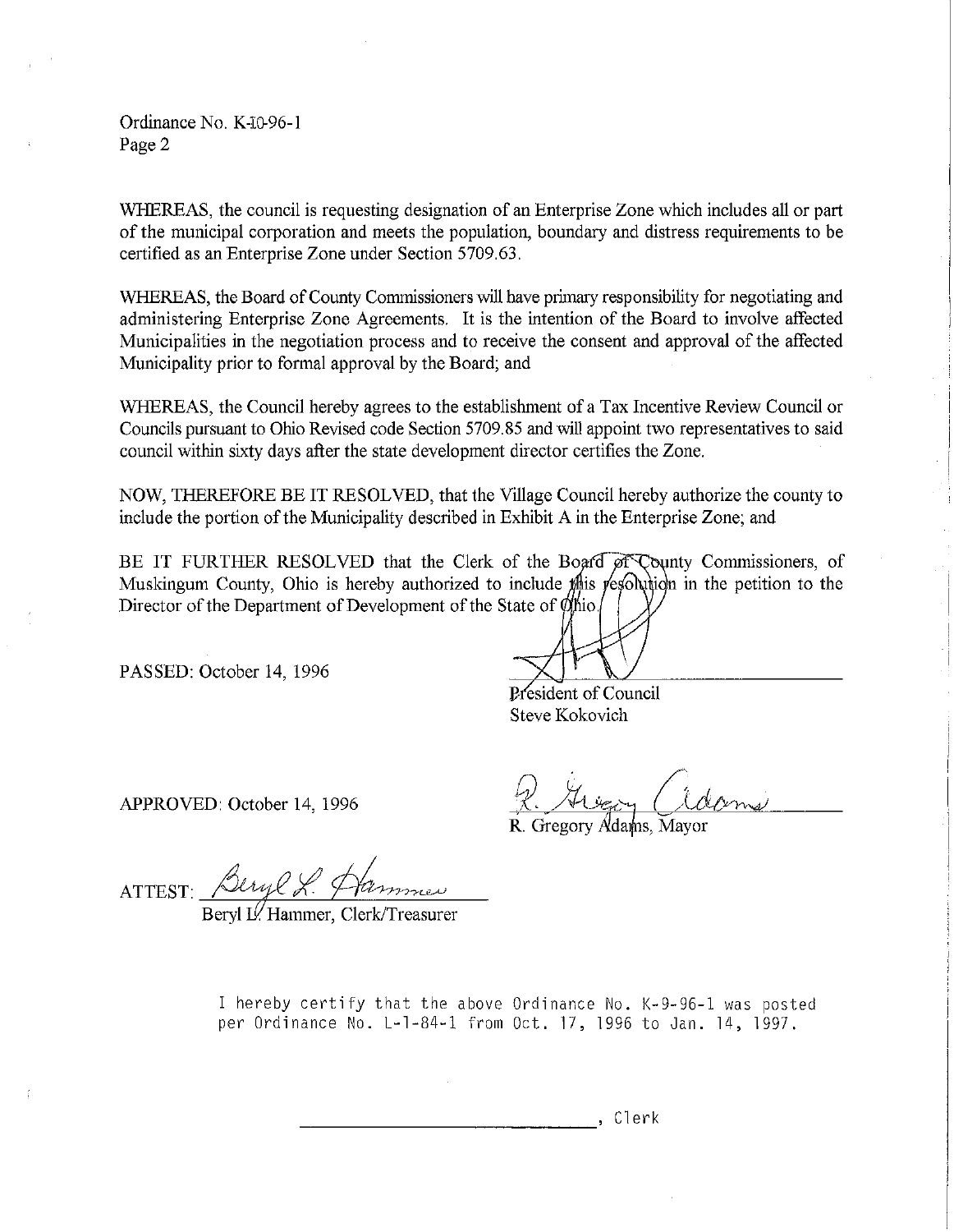Ordinance No. K-10-96-1
Page 2

WHEREAS, the council is requesting designation of an Enterprise Zone which includes all or part of the municipal corporation and meets the population, boundary and distress requirements to be certified as an Enterprise Zone under Section 5709.63.

WHEREAS, the Board of County Commissioners will have primary responsibility for negotiating and administering Enterprise Zone Agreements. It is the intention of the Board to involve affected Municipalities in the negotiation process and to receive the consent and approval of the affected Municipality prior to formal approval by the Board; and

WHEREAS, the Council hereby agrees to the establishment of a Tax Incentive Review Council or Councils pursuant to Ohio Revised code Section 5709.85 and will appoint two representatives to said council within sixty days after the state development director certifies the Zone.

NOW, THEREFORE BE IT RESOLVED, that the Village Council hereby authorize the county to include the portion of the Municipality described in Exhibit A in the Enterprise Zone; and

BE IT FURTHER RESOLVED that the Clerk of the Board of County Commissioners, of Muskingum County, Ohio is hereby authorized to include this resolution in the petition to the Director of the Department of Development of the State of Ohio.

PASSED: October 14, 1996

President of Council
Steve Kokovich

APPROVED: October 14, 1996

R. Gregory Adams, Mayor

ATTEST: Beryl L. Hammer

Beryl L. Hammer, Clerk/Treasurer

I hereby certify that the above Ordinance No. K-9-96-1 was posted per Ordinance No. L-1-84-1 from Oct. 17, 1996 to Jan. 14, 1997.

\_\_\_\_\_\_\_\_\_\_\_\_\_\_\_\_\_\_\_\_\_\_\_\_\_\_\_\_, Clerk